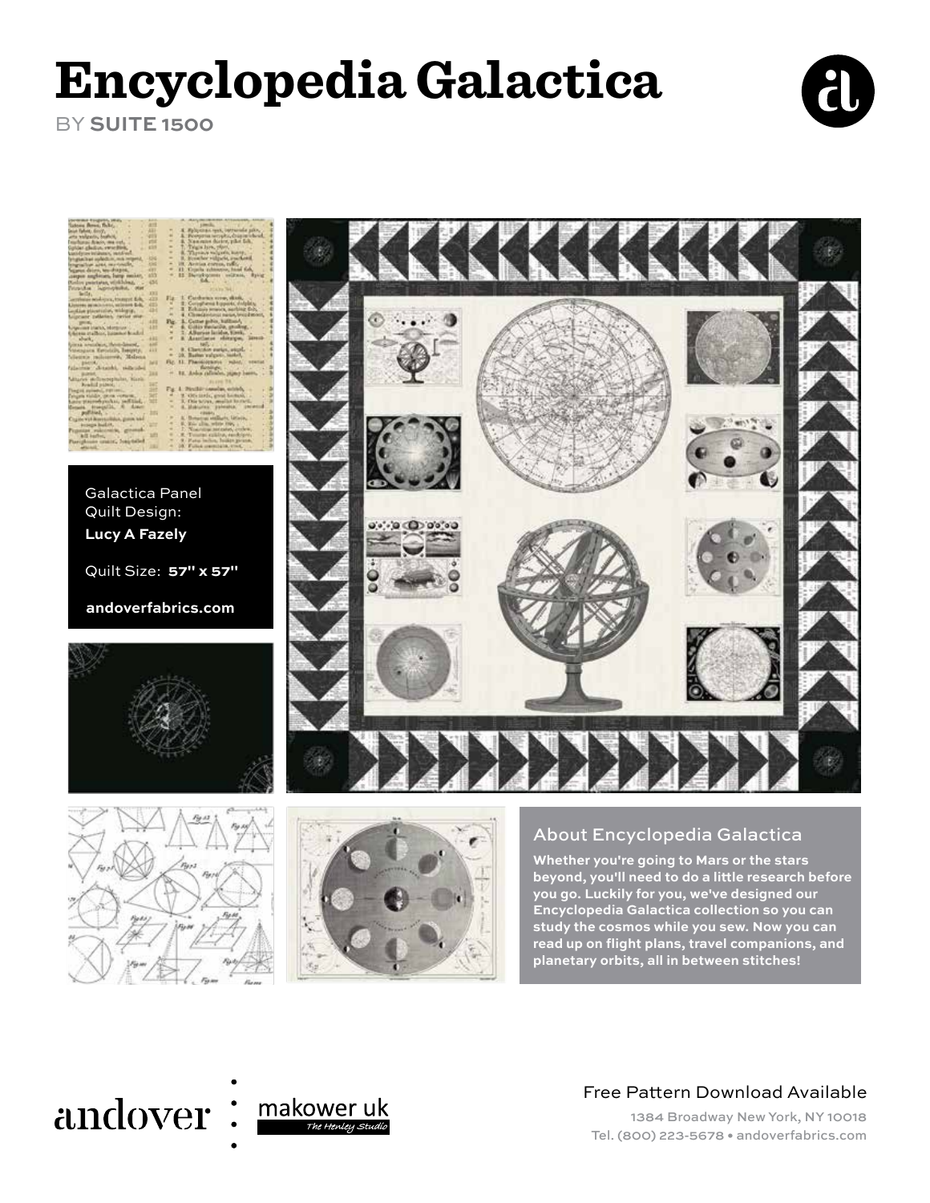# Encyclopedia Galactica

BY **SUITE 1500**

Galactica Panel
Quilt Design:
**Lucy A Fazely**

Quilt Size: **57" x 57"**

**andoverfabrics.com**

## About Encyclopedia Galactica

**Whether you're going to Mars or the stars beyond, you'll need to do a little research before you go. Luckily for you, we've designed our Encyclopedia Galactica collection so you can study the cosmos while you sew. Now you can read up on flight plans, travel companions, and planetary orbits, all in between stitches!**

andover : makower uk The Henley Studio

Free Pattern Download Available

1384 Broadway New York, NY 10018
Tel. (800) 223-5678 • andoverfabrics.com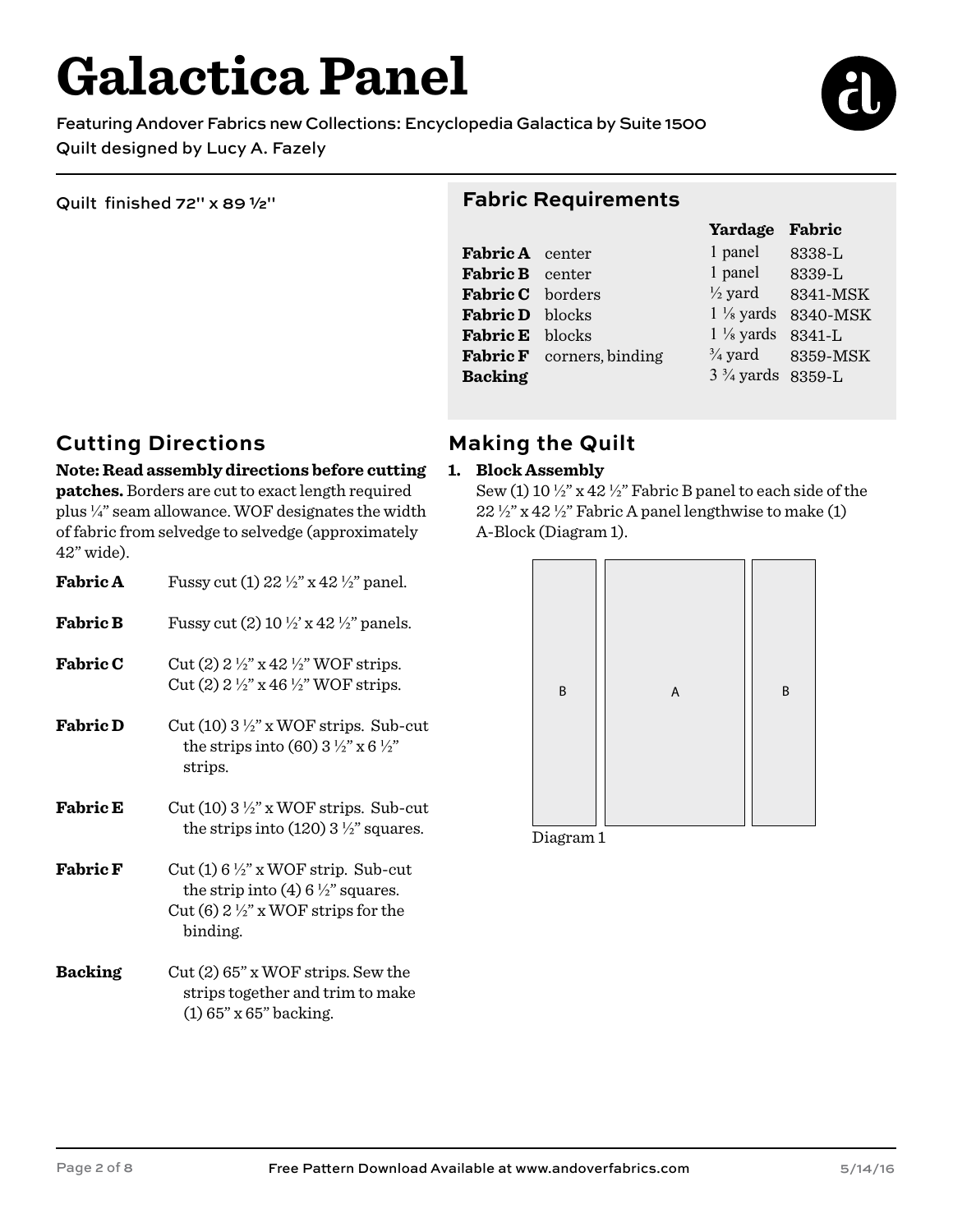# Galactica Panel

Featuring Andover Fabrics new Collections: Encyclopedia Galactica by Suite 1500

Quilt designed by Lucy A. Fazely

Quilt finished 72" x 89 ½"

## Fabric Requirements

| | | Yardage | Fabric |
|---|---|---|---|
| **Fabric A** | center | 1 panel | 8338-L |
| **Fabric B** | center | 1 panel | 8339-L |
| **Fabric C** | borders | ½ yard | 8341-MSK |
| **Fabric D** | blocks | 1 ⅛ yards | 8340-MSK |
| **Fabric E** | blocks | 1 ⅛ yards | 8341-L |
| **Fabric F** | corners, binding | ¾ yard | 8359-MSK |
| **Backing** | | 3 ¾ yards | 8359-L |

## Cutting Directions

**Note: Read assembly directions before cutting patches.** Borders are cut to exact length required plus ¼" seam allowance. WOF designates the width of fabric from selvedge to selvedge (approximately 42" wide).

**Fabric A** Fussy cut (1) 22 ½" x 42 ½" panel.

**Fabric B** Fussy cut (2) 10 ½' x 42 ½" panels.

**Fabric C** Cut (2) 2 ½" x 42 ½" WOF strips. Cut (2) 2 ½" x 46 ½" WOF strips.

**Fabric D** Cut (10) 3 ½" x WOF strips. Sub-cut the strips into (60) 3 ½" x 6 ½" strips.

**Fabric E** Cut (10) 3 ½" x WOF strips. Sub-cut the strips into (120) 3 ½" squares.

**Fabric F** Cut (1) 6 ½" x WOF strip. Sub-cut the strip into (4) 6 ½" squares. Cut (6) 2 ½" x WOF strips for the binding.

**Backing** Cut (2) 65" x WOF strips. Sew the strips together and trim to make (1) 65" x 65" backing.

## Making the Quilt

1. **Block Assembly**
   Sew (1) 10 ½" x 42 ½" Fabric B panel to each side of the 22 ½" x 42 ½" Fabric A panel lengthwise to make (1) A-Block (Diagram 1).

B A B

Diagram 1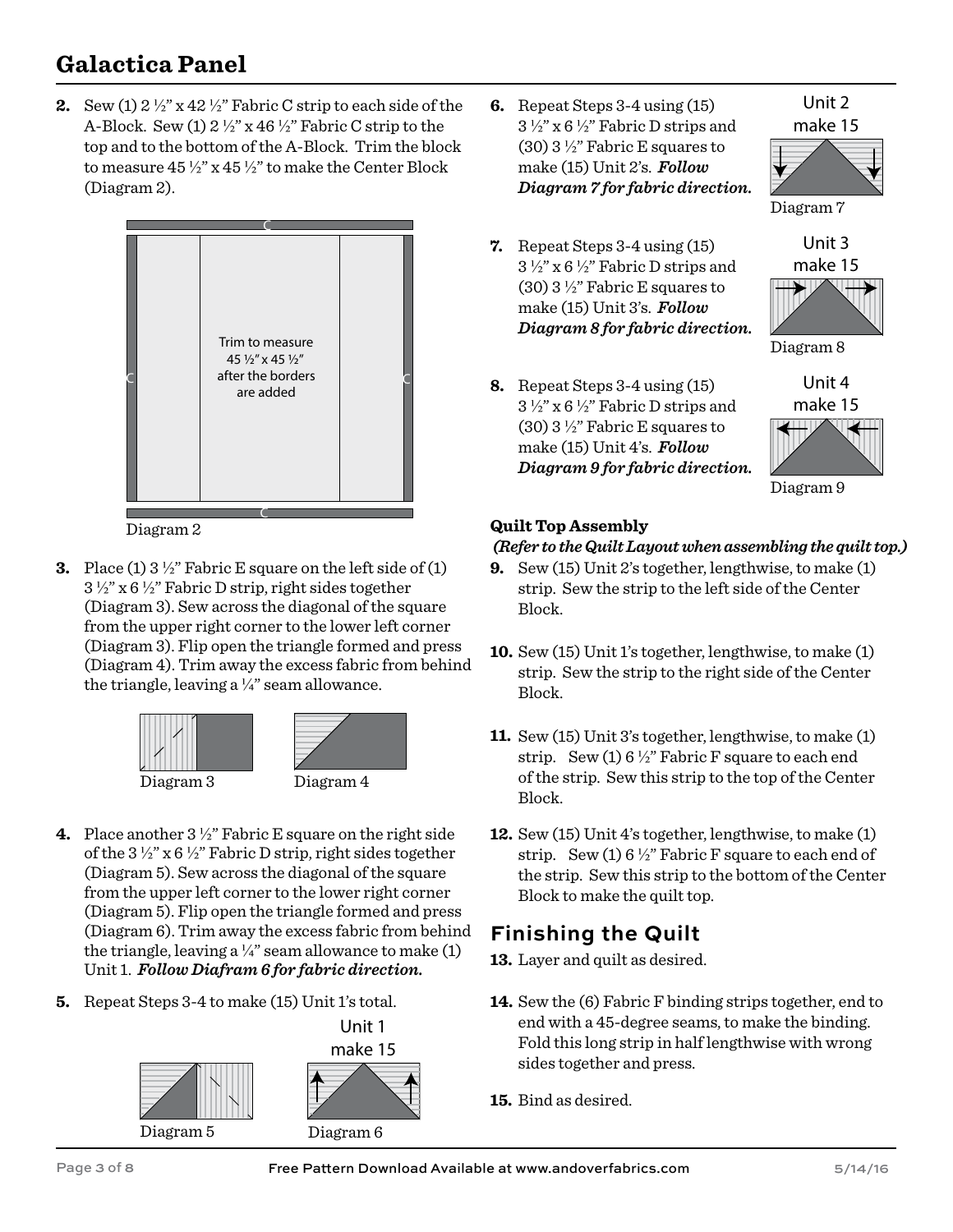## Galactica Panel

**2.** Sew (1) 2 ½" x 42 ½" Fabric C strip to each side of the A-Block. Sew (1) 2 ½" x 46 ½" Fabric C strip to the top and to the bottom of the A-Block. Trim the block to measure 45 ½" x 45 ½" to make the Center Block (Diagram 2).

Trim to measure 45 ½" x 45 ½" after the borders are added

Diagram 2

**3.** Place (1) 3 ½" Fabric E square on the left side of (1) 3 ½" x 6 ½" Fabric D strip, right sides together (Diagram 3). Sew across the diagonal of the square from the upper right corner to the lower left corner (Diagram 3). Flip open the triangle formed and press (Diagram 4). Trim away the excess fabric from behind the triangle, leaving a ¼" seam allowance.

Diagram 3 Diagram 4

**4.** Place another 3 ½" Fabric E square on the right side of the 3 ½" x 6 ½" Fabric D strip, right sides together (Diagram 5). Sew across the diagonal of the square from the upper left corner to the lower right corner (Diagram 5). Flip open the triangle formed and press (Diagram 6). Trim away the excess fabric from behind the triangle, leaving a ¼" seam allowance to make (1) Unit 1. ***Follow Diafram 6 for fabric direction.***

**5.** Repeat Steps 3-4 to make (15) Unit 1's total.

Unit 1 make 15

Diagram 5 Diagram 6

**6.** Repeat Steps 3-4 using (15) 3 ½" x 6 ½" Fabric D strips and (30) 3 ½" Fabric E squares to make (15) Unit 2's. ***Follow Diagram 7 for fabric direction.***

Unit 2 make 15

Diagram 7

**7.** Repeat Steps 3-4 using (15) 3 ½" x 6 ½" Fabric D strips and (30) 3 ½" Fabric E squares to make (15) Unit 3's. ***Follow Diagram 8 for fabric direction.***

Unit 3 make 15

Diagram 8

**8.** Repeat Steps 3-4 using (15) 3 ½" x 6 ½" Fabric D strips and (30) 3 ½" Fabric E squares to make (15) Unit 4's. ***Follow Diagram 9 for fabric direction.***

Unit 4 make 15

Diagram 9

**Quilt Top Assembly**

***(Refer to the Quilt Layout when assembling the quilt top.)***

**9.** Sew (15) Unit 2's together, lengthwise, to make (1) strip. Sew the strip to the left side of the Center Block.

**10.** Sew (15) Unit 1's together, lengthwise, to make (1) strip. Sew the strip to the right side of the Center Block.

**11.** Sew (15) Unit 3's together, lengthwise, to make (1) strip. Sew (1) 6 ½" Fabric F square to each end of the strip. Sew this strip to the top of the Center Block.

**12.** Sew (15) Unit 4's together, lengthwise, to make (1) strip. Sew (1) 6 ½" Fabric F square to each end of the strip. Sew this strip to the bottom of the Center Block to make the quilt top.

## Finishing the Quilt

**13.** Layer and quilt as desired.

**14.** Sew the (6) Fabric F binding strips together, end to end with a 45-degree seams, to make the binding. Fold this long strip in half lengthwise with wrong sides together and press.

**15.** Bind as desired.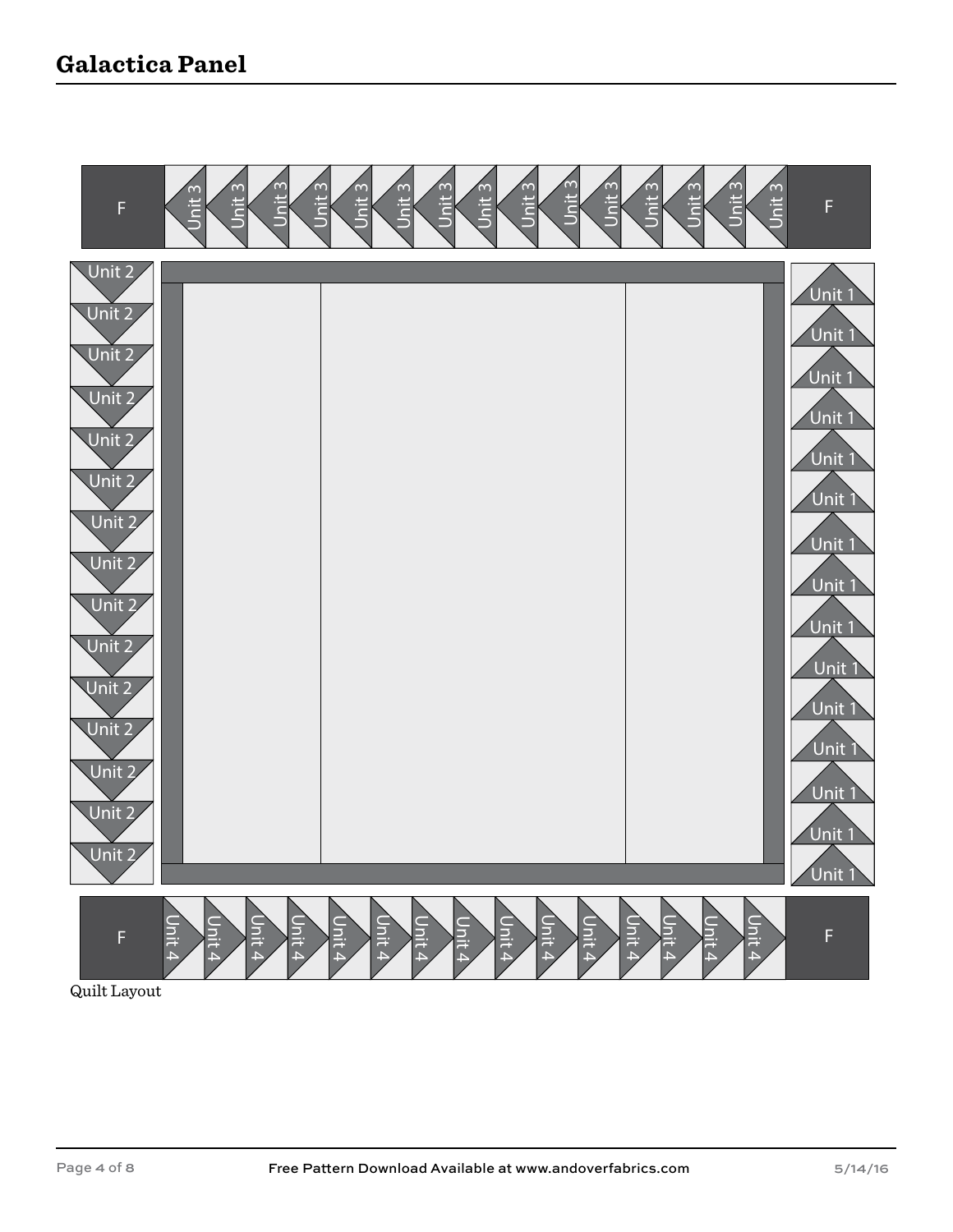## Galactica Panel

Quilt Layout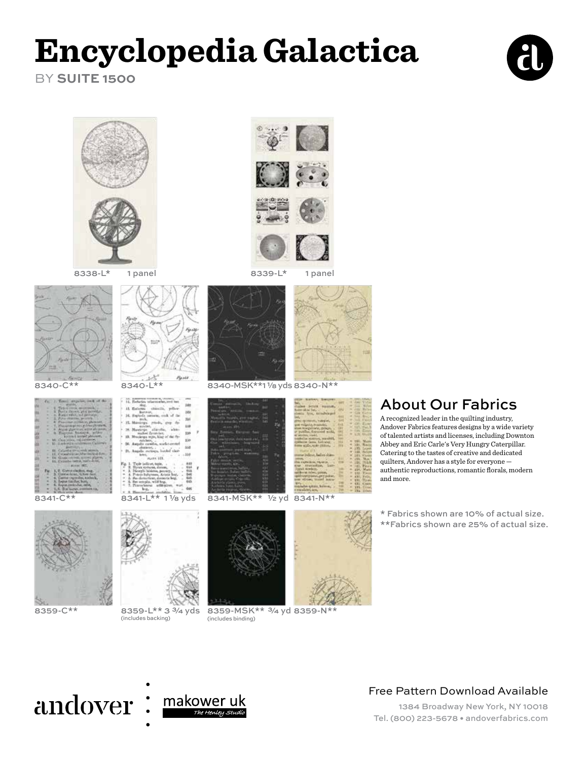# Encyclopedia Galactica

BY **SUITE 1500**

8338-L* 1 panel

8339-L* 1 panel

8340-C**

8340-L**

8340-MSK** 1 ⅛ yds

8340-N**

8341-C**

8341-L** 1 ⅛ yds

8341-MSK** ½ yd

8341-N**

8359-C**

8359-L** 3 ¾ yds (includes backing)

8359-MSK** ¾ yd (includes binding)

8359-N**

## About Our Fabrics

A recognized leader in the quilting industry, Andover Fabrics features designs by a wide variety of talented artists and licenses, including Downton Abbey and Eric Carle's Very Hungry Caterpillar. Catering to the tastes of creative and dedicated quilters, Andover has a style for everyone — authentic reproductions, romantic florals, modern and more.

* Fabrics shown are 10% of actual size.
**Fabrics shown are 25% of actual size.

andover : makower uk The Henley Studio

Free Pattern Download Available

1384 Broadway New York, NY 10018
Tel. (800) 223-5678 • andoverfabrics.com